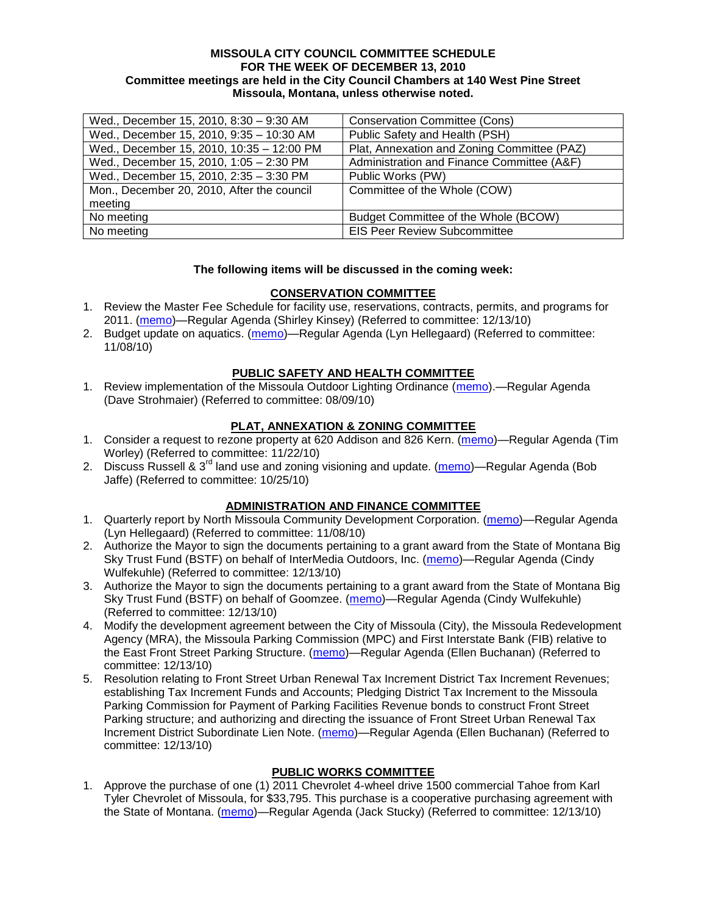**MISSOULA CITY COUNCIL COMMITTEE SCHEDULE**
**FOR THE WEEK OF DECEMBER 13, 2010**
**Committee meetings are held in the City Council Chambers at 140 West Pine Street**
**Missoula, Montana, unless otherwise noted.**

| | |
|---|---|
| Wed., December 15, 2010, 8:30 – 9:30 AM | Conservation Committee (Cons) |
| Wed., December 15, 2010, 9:35 – 10:30 AM | Public Safety and Health (PSH) |
| Wed., December 15, 2010, 10:35 – 12:00 PM | Plat, Annexation and Zoning Committee (PAZ) |
| Wed., December 15, 2010, 1:05 – 2:30 PM | Administration and Finance Committee (A&F) |
| Wed., December 15, 2010, 2:35 – 3:30 PM | Public Works (PW) |
| Mon., December 20, 2010, After the council meeting | Committee of the Whole (COW) |
| No meeting | Budget Committee of the Whole (BCOW) |
| No meeting | EIS Peer Review Subcommittee |

**The following items will be discussed in the coming week:**

## CONSERVATION COMMITTEE

1. Review the Master Fee Schedule for facility use, reservations, contracts, permits, and programs for 2011. (memo)—Regular Agenda (Shirley Kinsey) (Referred to committee: 12/13/10)
2. Budget update on aquatics. (memo)—Regular Agenda (Lyn Hellegaard) (Referred to committee: 11/08/10)

## PUBLIC SAFETY AND HEALTH COMMITTEE

1. Review implementation of the Missoula Outdoor Lighting Ordinance (memo).—Regular Agenda (Dave Strohmaier) (Referred to committee: 08/09/10)

## PLAT, ANNEXATION & ZONING COMMITTEE

1. Consider a request to rezone property at 620 Addison and 826 Kern. (memo)—Regular Agenda (Tim Worley) (Referred to committee: 11/22/10)
2. Discuss Russell & 3rd land use and zoning visioning and update. (memo)—Regular Agenda (Bob Jaffe) (Referred to committee: 10/25/10)

## ADMINISTRATION AND FINANCE COMMITTEE

1. Quarterly report by North Missoula Community Development Corporation. (memo)—Regular Agenda (Lyn Hellegaard) (Referred to committee: 11/08/10)
2. Authorize the Mayor to sign the documents pertaining to a grant award from the State of Montana Big Sky Trust Fund (BSTF) on behalf of InterMedia Outdoors, Inc. (memo)—Regular Agenda (Cindy Wulfekuhle) (Referred to committee: 12/13/10)
3. Authorize the Mayor to sign the documents pertaining to a grant award from the State of Montana Big Sky Trust Fund (BSTF) on behalf of Goomzee. (memo)—Regular Agenda (Cindy Wulfekuhle) (Referred to committee: 12/13/10)
4. Modify the development agreement between the City of Missoula (City), the Missoula Redevelopment Agency (MRA), the Missoula Parking Commission (MPC) and First Interstate Bank (FIB) relative to the East Front Street Parking Structure. (memo)—Regular Agenda (Ellen Buchanan) (Referred to committee: 12/13/10)
5. Resolution relating to Front Street Urban Renewal Tax Increment District Tax Increment Revenues; establishing Tax Increment Funds and Accounts; Pledging District Tax Increment to the Missoula Parking Commission for Payment of Parking Facilities Revenue bonds to construct Front Street Parking structure; and authorizing and directing the issuance of Front Street Urban Renewal Tax Increment District Subordinate Lien Note. (memo)—Regular Agenda (Ellen Buchanan) (Referred to committee: 12/13/10)

## PUBLIC WORKS COMMITTEE

1. Approve the purchase of one (1) 2011 Chevrolet 4-wheel drive 1500 commercial Tahoe from Karl Tyler Chevrolet of Missoula, for $33,795. This purchase is a cooperative purchasing agreement with the State of Montana. (memo)—Regular Agenda (Jack Stucky) (Referred to committee: 12/13/10)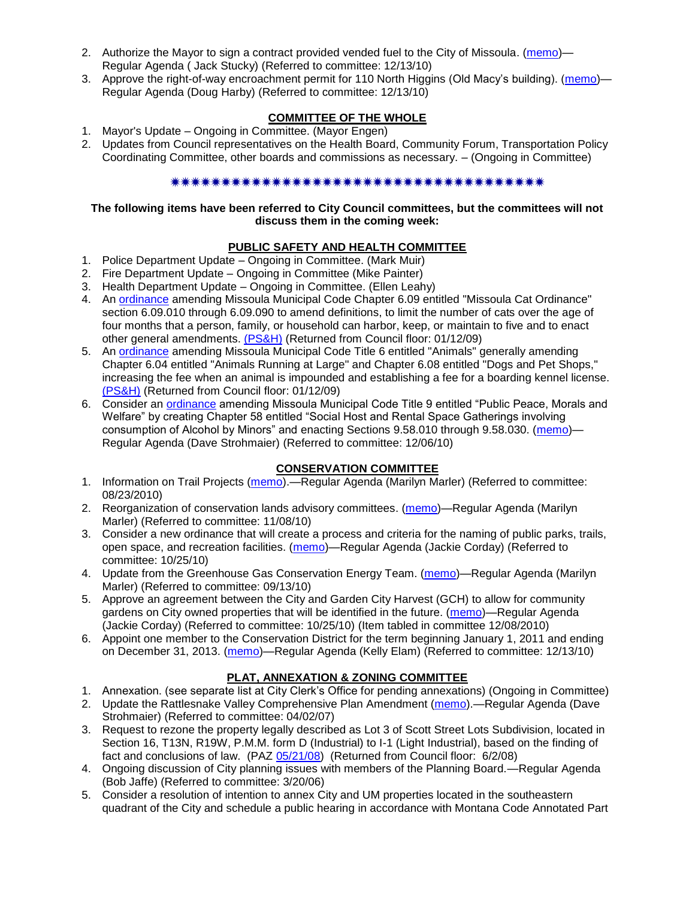2. Authorize the Mayor to sign a contract provided vended fuel to the City of Missoula. (memo)—Regular Agenda ( Jack Stucky) (Referred to committee: 12/13/10)
3. Approve the right-of-way encroachment permit for 110 North Higgins (Old Macy's building). (memo)—Regular Agenda (Doug Harby) (Referred to committee: 12/13/10)

**COMMITTEE OF THE WHOLE**

1. Mayor's Update – Ongoing in Committee. (Mayor Engen)
2. Updates from Council representatives on the Health Board, Community Forum, Transportation Policy Coordinating Committee, other boards and commissions as necessary. – (Ongoing in Committee)

✷✷✷✷✷✷✷✷✷✷✷✷✷✷✷✷✷✷✷✷✷✷✷✷✷✷✷✷✷✷✷✷✷✷✷✷✷✷✷✷

**The following items have been referred to City Council committees, but the committees will not discuss them in the coming week:**

**PUBLIC SAFETY AND HEALTH COMMITTEE**

1. Police Department Update – Ongoing in Committee. (Mark Muir)
2. Fire Department Update – Ongoing in Committee (Mike Painter)
3. Health Department Update – Ongoing in Committee. (Ellen Leahy)
4. An ordinance amending Missoula Municipal Code Chapter 6.09 entitled "Missoula Cat Ordinance" section 6.09.010 through 6.09.090 to amend definitions, to limit the number of cats over the age of four months that a person, family, or household can harbor, keep, or maintain to five and to enact other general amendments. (PS&H) (Returned from Council floor: 01/12/09)
5. An ordinance amending Missoula Municipal Code Title 6 entitled "Animals" generally amending Chapter 6.04 entitled "Animals Running at Large" and Chapter 6.08 entitled "Dogs and Pet Shops," increasing the fee when an animal is impounded and establishing a fee for a boarding kennel license. (PS&H) (Returned from Council floor: 01/12/09)
6. Consider an ordinance amending Missoula Municipal Code Title 9 entitled "Public Peace, Morals and Welfare" by creating Chapter 58 entitled "Social Host and Rental Space Gatherings involving consumption of Alcohol by Minors" and enacting Sections 9.58.010 through 9.58.030. (memo)—Regular Agenda (Dave Strohmaier) (Referred to committee: 12/06/10)

**CONSERVATION COMMITTEE**

1. Information on Trail Projects (memo).—Regular Agenda (Marilyn Marler) (Referred to committee: 08/23/2010)
2. Reorganization of conservation lands advisory committees. (memo)—Regular Agenda (Marilyn Marler) (Referred to committee: 11/08/10)
3. Consider a new ordinance that will create a process and criteria for the naming of public parks, trails, open space, and recreation facilities. (memo)—Regular Agenda (Jackie Corday) (Referred to committee: 10/25/10)
4. Update from the Greenhouse Gas Conservation Energy Team. (memo)—Regular Agenda (Marilyn Marler) (Referred to committee: 09/13/10)
5. Approve an agreement between the City and Garden City Harvest (GCH) to allow for community gardens on City owned properties that will be identified in the future. (memo)—Regular Agenda (Jackie Corday) (Referred to committee: 10/25/10) (Item tabled in committee 12/08/2010)
6. Appoint one member to the Conservation District for the term beginning January 1, 2011 and ending on December 31, 2013. (memo)—Regular Agenda (Kelly Elam) (Referred to committee: 12/13/10)

**PLAT, ANNEXATION & ZONING COMMITTEE**

1. Annexation. (see separate list at City Clerk's Office for pending annexations) (Ongoing in Committee)
2. Update the Rattlesnake Valley Comprehensive Plan Amendment (memo).—Regular Agenda (Dave Strohmaier) (Referred to committee: 04/02/07)
3. Request to rezone the property legally described as Lot 3 of Scott Street Lots Subdivision, located in Section 16, T13N, R19W, P.M.M. form D (Industrial) to I-1 (Light Industrial), based on the finding of fact and conclusions of law. (PAZ 05/21/08) (Returned from Council floor: 6/2/08)
4. Ongoing discussion of City planning issues with members of the Planning Board.—Regular Agenda (Bob Jaffe) (Referred to committee: 3/20/06)
5. Consider a resolution of intention to annex City and UM properties located in the southeastern quadrant of the City and schedule a public hearing in accordance with Montana Code Annotated Part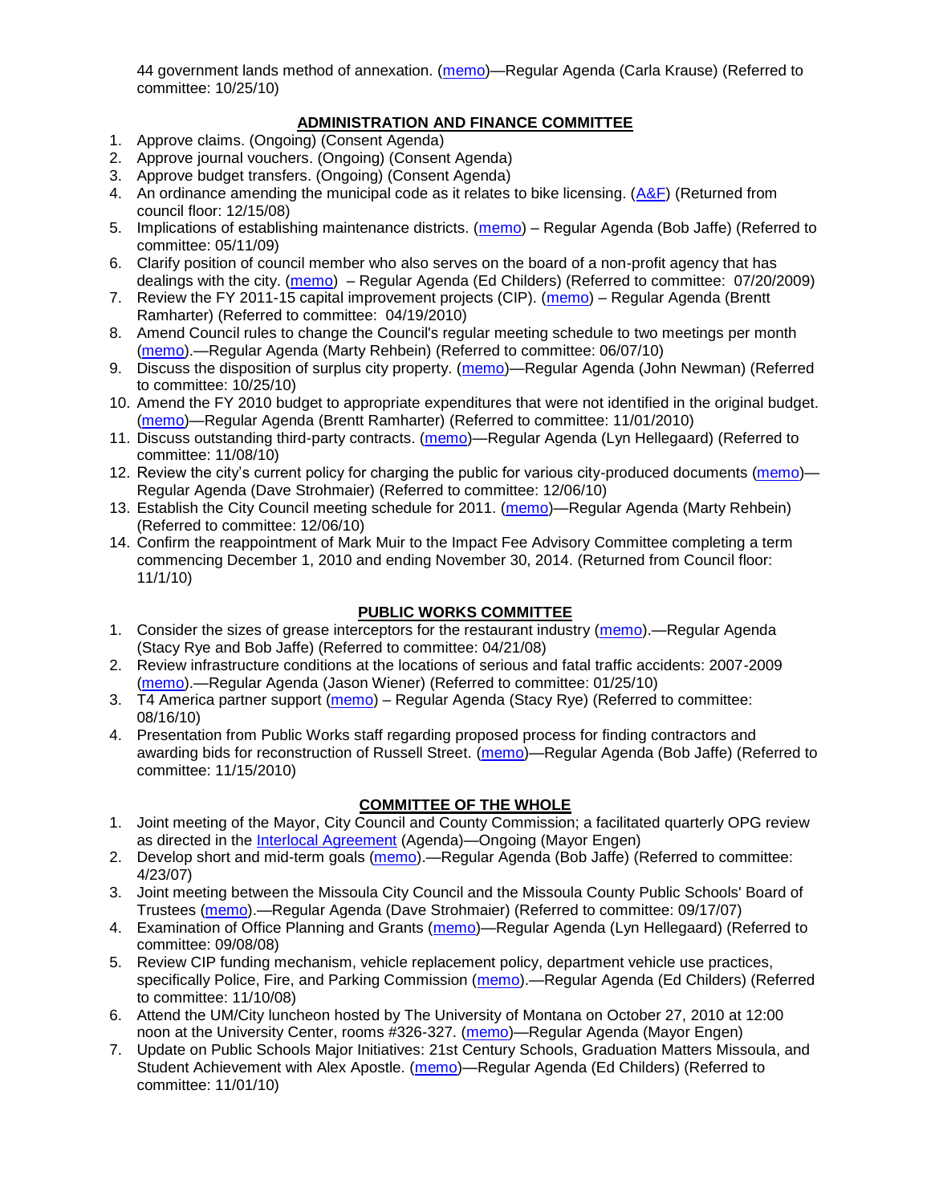44 government lands method of annexation. (memo)—Regular Agenda (Carla Krause) (Referred to committee: 10/25/10)

## ADMINISTRATION AND FINANCE COMMITTEE

1. Approve claims. (Ongoing) (Consent Agenda)
2. Approve journal vouchers. (Ongoing) (Consent Agenda)
3. Approve budget transfers. (Ongoing) (Consent Agenda)
4. An ordinance amending the municipal code as it relates to bike licensing. (A&F) (Returned from council floor: 12/15/08)
5. Implications of establishing maintenance districts. (memo) – Regular Agenda (Bob Jaffe) (Referred to committee: 05/11/09)
6. Clarify position of council member who also serves on the board of a non-profit agency that has dealings with the city. (memo) – Regular Agenda (Ed Childers) (Referred to committee: 07/20/2009)
7. Review the FY 2011-15 capital improvement projects (CIP). (memo) – Regular Agenda (Brentt Ramharter) (Referred to committee: 04/19/2010)
8. Amend Council rules to change the Council's regular meeting schedule to two meetings per month (memo).—Regular Agenda (Marty Rehbein) (Referred to committee: 06/07/10)
9. Discuss the disposition of surplus city property. (memo)—Regular Agenda (John Newman) (Referred to committee: 10/25/10)
10. Amend the FY 2010 budget to appropriate expenditures that were not identified in the original budget. (memo)—Regular Agenda (Brentt Ramharter) (Referred to committee: 11/01/2010)
11. Discuss outstanding third-party contracts. (memo)—Regular Agenda (Lyn Hellegaard) (Referred to committee: 11/08/10)
12. Review the city's current policy for charging the public for various city-produced documents (memo)—Regular Agenda (Dave Strohmaier) (Referred to committee: 12/06/10)
13. Establish the City Council meeting schedule for 2011. (memo)—Regular Agenda (Marty Rehbein) (Referred to committee: 12/06/10)
14. Confirm the reappointment of Mark Muir to the Impact Fee Advisory Committee completing a term commencing December 1, 2010 and ending November 30, 2014. (Returned from Council floor: 11/1/10)

## PUBLIC WORKS COMMITTEE

1. Consider the sizes of grease interceptors for the restaurant industry (memo).—Regular Agenda (Stacy Rye and Bob Jaffe) (Referred to committee: 04/21/08)
2. Review infrastructure conditions at the locations of serious and fatal traffic accidents: 2007-2009 (memo).—Regular Agenda (Jason Wiener) (Referred to committee: 01/25/10)
3. T4 America partner support (memo) – Regular Agenda (Stacy Rye) (Referred to committee: 08/16/10)
4. Presentation from Public Works staff regarding proposed process for finding contractors and awarding bids for reconstruction of Russell Street. (memo)—Regular Agenda (Bob Jaffe) (Referred to committee: 11/15/2010)

## COMMITTEE OF THE WHOLE

1. Joint meeting of the Mayor, City Council and County Commission; a facilitated quarterly OPG review as directed in the Interlocal Agreement (Agenda)—Ongoing (Mayor Engen)
2. Develop short and mid-term goals (memo).—Regular Agenda (Bob Jaffe) (Referred to committee: 4/23/07)
3. Joint meeting between the Missoula City Council and the Missoula County Public Schools' Board of Trustees (memo).—Regular Agenda (Dave Strohmaier) (Referred to committee: 09/17/07)
4. Examination of Office Planning and Grants (memo)—Regular Agenda (Lyn Hellegaard) (Referred to committee: 09/08/08)
5. Review CIP funding mechanism, vehicle replacement policy, department vehicle use practices, specifically Police, Fire, and Parking Commission (memo).—Regular Agenda (Ed Childers) (Referred to committee: 11/10/08)
6. Attend the UM/City luncheon hosted by The University of Montana on October 27, 2010 at 12:00 noon at the University Center, rooms #326-327. (memo)—Regular Agenda (Mayor Engen)
7. Update on Public Schools Major Initiatives: 21st Century Schools, Graduation Matters Missoula, and Student Achievement with Alex Apostle. (memo)—Regular Agenda (Ed Childers) (Referred to committee: 11/01/10)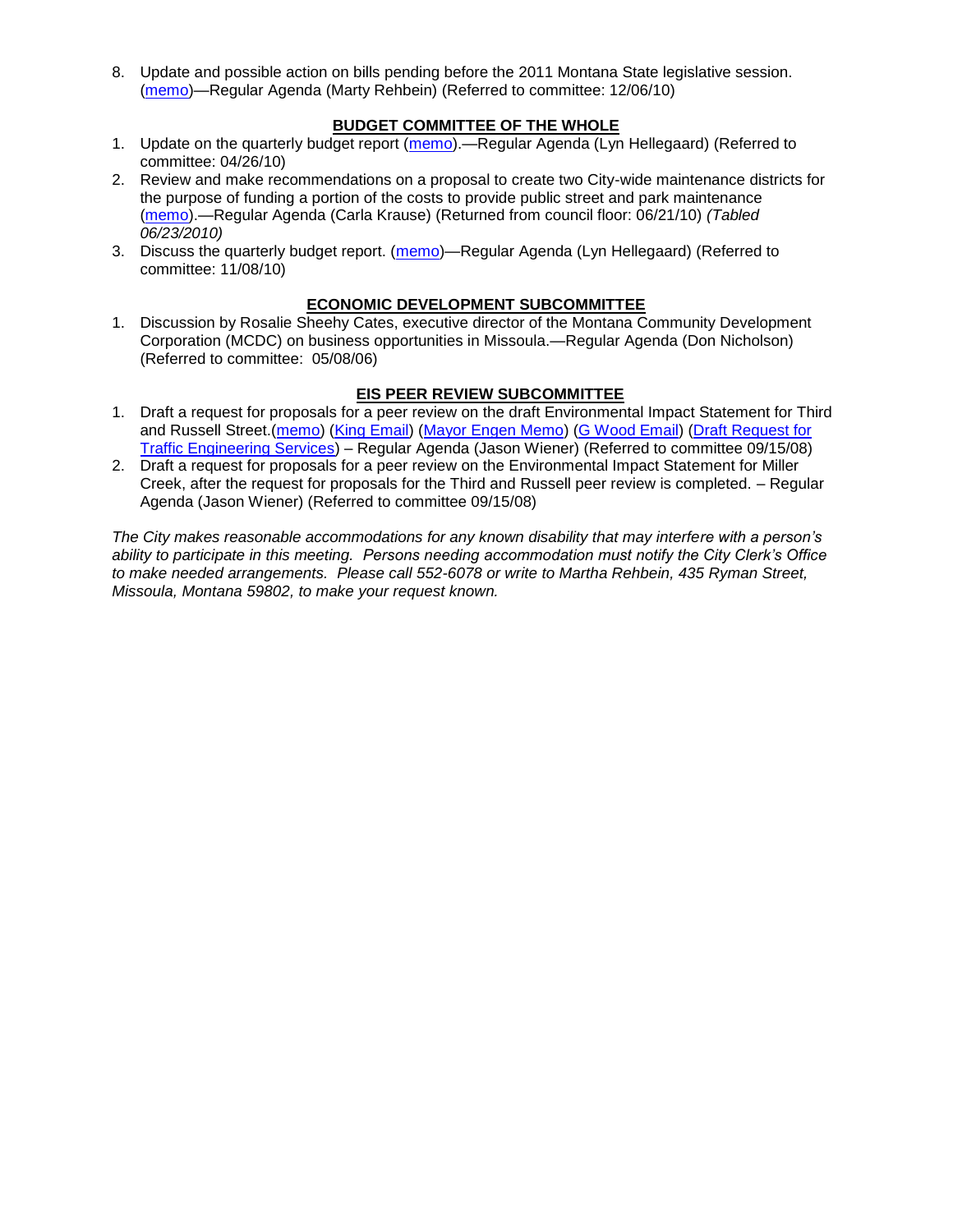8. Update and possible action on bills pending before the 2011 Montana State legislative session. (memo)—Regular Agenda (Marty Rehbein) (Referred to committee: 12/06/10)

**BUDGET COMMITTEE OF THE WHOLE**

1. Update on the quarterly budget report (memo).—Regular Agenda (Lyn Hellegaard) (Referred to committee: 04/26/10)
2. Review and make recommendations on a proposal to create two City-wide maintenance districts for the purpose of funding a portion of the costs to provide public street and park maintenance (memo).—Regular Agenda (Carla Krause) (Returned from council floor: 06/21/10) *(Tabled 06/23/2010)*
3. Discuss the quarterly budget report. (memo)—Regular Agenda (Lyn Hellegaard) (Referred to committee: 11/08/10)

**ECONOMIC DEVELOPMENT SUBCOMMITTEE**

1. Discussion by Rosalie Sheehy Cates, executive director of the Montana Community Development Corporation (MCDC) on business opportunities in Missoula.—Regular Agenda (Don Nicholson) (Referred to committee: 05/08/06)

**EIS PEER REVIEW SUBCOMMITTEE**

1. Draft a request for proposals for a peer review on the draft Environmental Impact Statement for Third and Russell Street.(memo) (King Email) (Mayor Engen Memo) (G Wood Email) (Draft Request for Traffic Engineering Services) – Regular Agenda (Jason Wiener) (Referred to committee 09/15/08)
2. Draft a request for proposals for a peer review on the Environmental Impact Statement for Miller Creek, after the request for proposals for the Third and Russell peer review is completed. – Regular Agenda (Jason Wiener) (Referred to committee 09/15/08)

*The City makes reasonable accommodations for any known disability that may interfere with a person's ability to participate in this meeting. Persons needing accommodation must notify the City Clerk's Office to make needed arrangements. Please call 552-6078 or write to Martha Rehbein, 435 Ryman Street, Missoula, Montana 59802, to make your request known.*